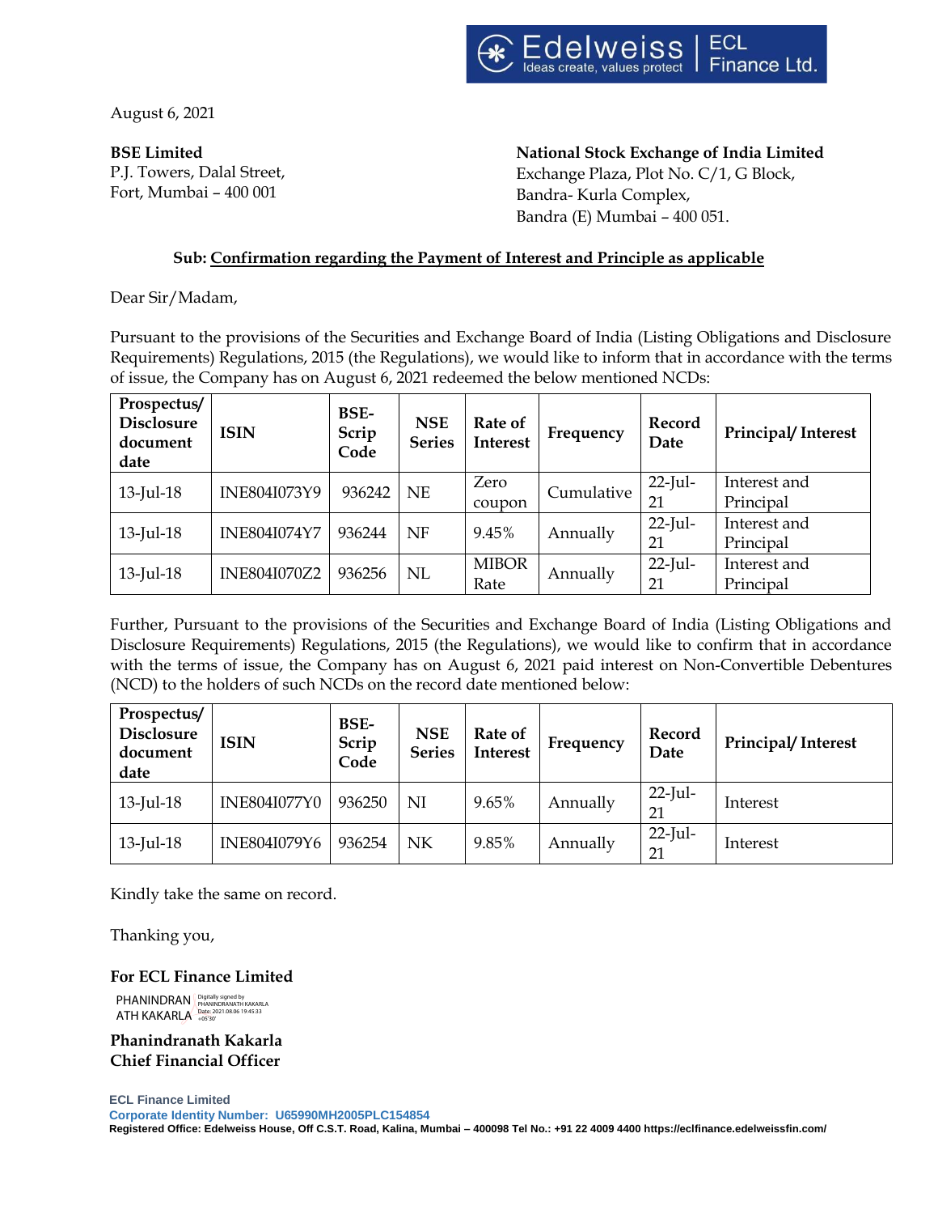August 6, 2021

**BSE Limited**
P.J. Towers, Dalal Street,
Fort, Mumbai – 400 001

**National Stock Exchange of India Limited**
Exchange Plaza, Plot No. C/1, G Block,
Bandra- Kurla Complex,
Bandra (E) Mumbai – 400 051.

**Sub: Confirmation regarding the Payment of Interest and Principle as applicable**

Dear Sir/Madam,

Pursuant to the provisions of the Securities and Exchange Board of India (Listing Obligations and Disclosure Requirements) Regulations, 2015 (the Regulations), we would like to inform that in accordance with the terms of issue, the Company has on August 6, 2021 redeemed the below mentioned NCDs:

| Prospectus/ Disclosure document date | ISIN | BSE-Scrip Code | NSE Series | Rate of Interest | Frequency | Record Date | Principal/ Interest |
|---|---|---|---|---|---|---|---|
| 13-Jul-18 | INE804I073Y9 | 936242 | NE | Zero coupon | Cumulative | 22-Jul-21 | Interest and Principal |
| 13-Jul-18 | INE804I074Y7 | 936244 | NF | 9.45% | Annually | 22-Jul-21 | Interest and Principal |
| 13-Jul-18 | INE804I070Z2 | 936256 | NL | MIBOR Rate | Annually | 22-Jul-21 | Interest and Principal |

Further, Pursuant to the provisions of the Securities and Exchange Board of India (Listing Obligations and Disclosure Requirements) Regulations, 2015 (the Regulations), we would like to confirm that in accordance with the terms of issue, the Company has on August 6, 2021 paid interest on Non-Convertible Debentures (NCD) to the holders of such NCDs on the record date mentioned below:

| Prospectus/ Disclosure document date | ISIN | BSE-Scrip Code | NSE Series | Rate of Interest | Frequency | Record Date | Principal/ Interest |
|---|---|---|---|---|---|---|---|
| 13-Jul-18 | INE804I077Y0 | 936250 | NI | 9.65% | Annually | 22-Jul-21 | Interest |
| 13-Jul-18 | INE804I079Y6 | 936254 | NK | 9.85% | Annually | 22-Jul-21 | Interest |

Kindly take the same on record.

Thanking you,

**For ECL Finance Limited**

PHANINDRANATH KAKARLA
Digitally signed by PHANINDRANATH KAKARLA
Date: 2021.08.06 19:45:33 +05'30'

**Phanindranath Kakarla**
**Chief Financial Officer**

**ECL Finance Limited**
**Corporate Identity Number: U65990MH2005PLC154854**
**Registered Office: Edelweiss House, Off C.S.T. Road, Kalina, Mumbai – 400098 Tel No.: +91 22 4009 4400 https://eclfinance.edelweissfin.com/**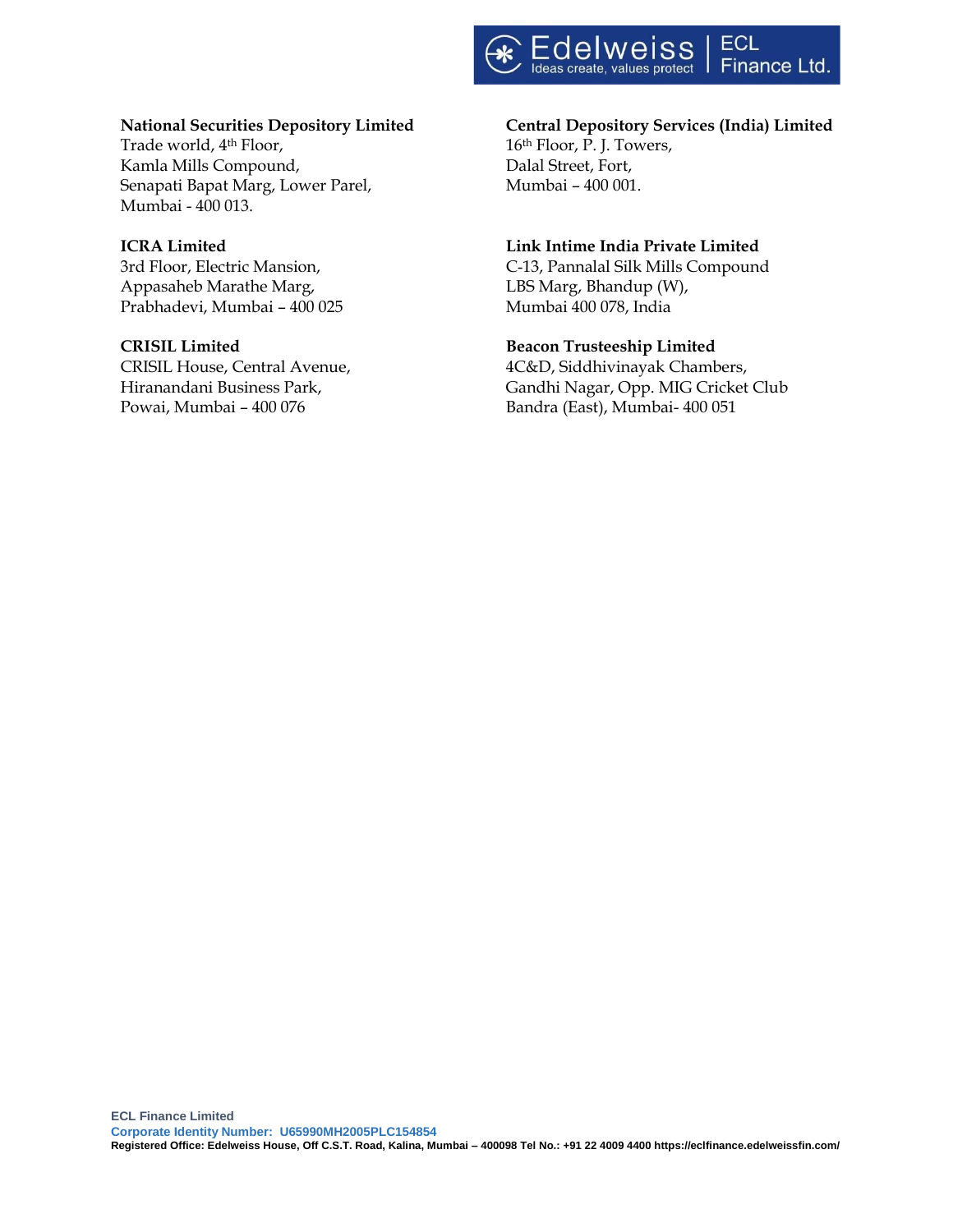**National Securities Depository Limited**
Trade world, 4th Floor,
Kamla Mills Compound,
Senapati Bapat Marg, Lower Parel,
Mumbai - 400 013.

**Central Depository Services (India) Limited**
16th Floor, P. J. Towers,
Dalal Street, Fort,
Mumbai – 400 001.

**ICRA Limited**
3rd Floor, Electric Mansion,
Appasaheb Marathe Marg,
Prabhadevi, Mumbai – 400 025

**Link Intime India Private Limited**
C-13, Pannalal Silk Mills Compound
LBS Marg, Bhandup (W),
Mumbai 400 078, India

**CRISIL Limited**
CRISIL House, Central Avenue,
Hiranandani Business Park,
Powai, Mumbai – 400 076

**Beacon Trusteeship Limited**
4C&D, Siddhivinayak Chambers,
Gandhi Nagar, Opp. MIG Cricket Club
Bandra (East), Mumbai- 400 051

**ECL Finance Limited**
**Corporate Identity Number: U65990MH2005PLC154854**
**Registered Office: Edelweiss House, Off C.S.T. Road, Kalina, Mumbai – 400098 Tel No.: +91 22 4009 4400 https://eclfinance.edelweissfin.com/**